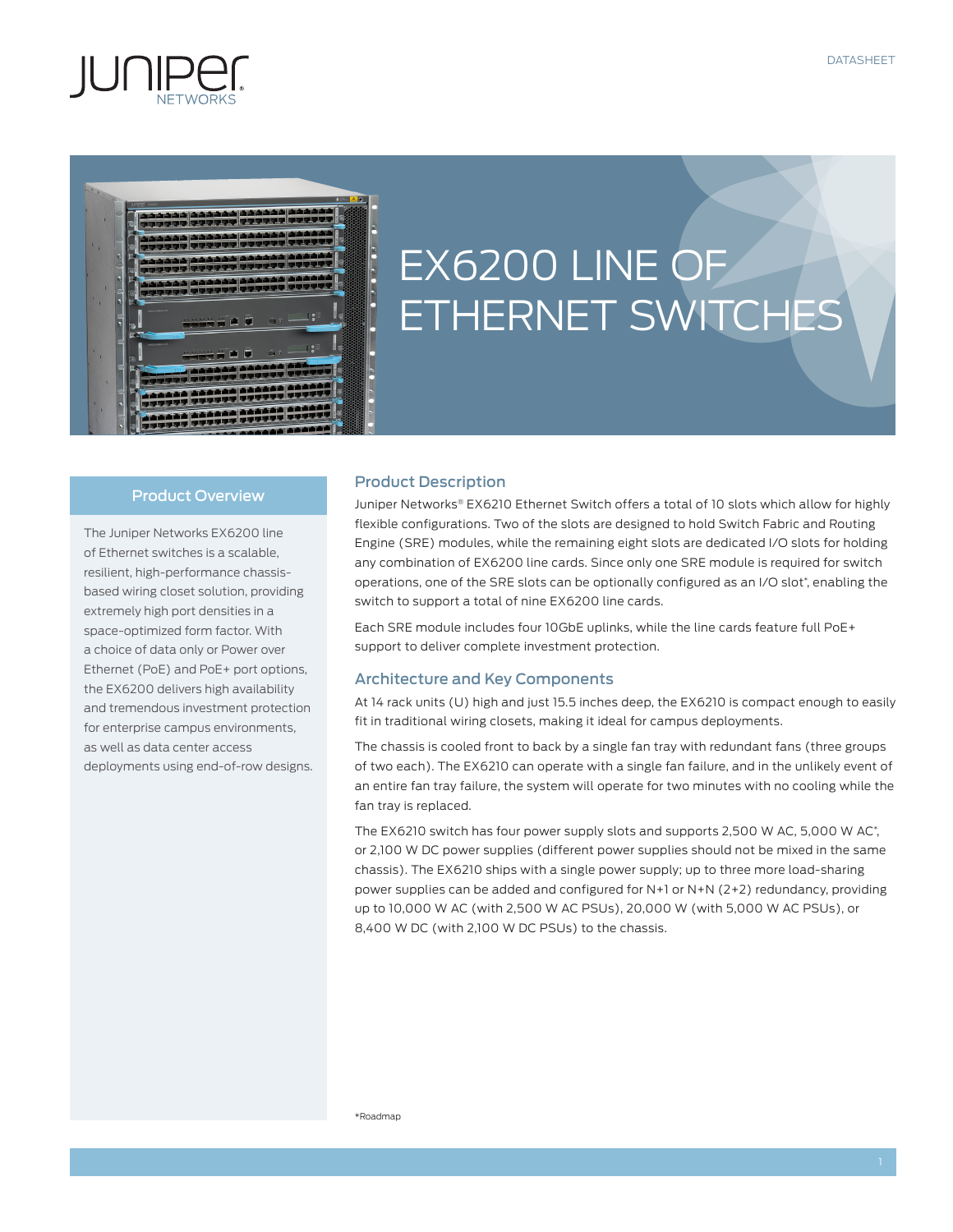DATASHEET

# EX6200 LINE OF ETHERNET SWITCHES

## Product Overview

The Juniper Networks EX6200 line of Ethernet switches is a scalable, resilient, high-performance chassis-based wiring closet solution, providing extremely high port densities in a space-optimized form factor. With a choice of data only or Power over Ethernet (PoE) and PoE+ port options, the EX6200 delivers high availability and tremendous investment protection for enterprise campus environments, as well as data center access deployments using end-of-row designs.

## Product Description

Juniper Networks® EX6210 Ethernet Switch offers a total of 10 slots which allow for highly flexible configurations. Two of the slots are designed to hold Switch Fabric and Routing Engine (SRE) modules, while the remaining eight slots are dedicated I/O slots for holding any combination of EX6200 line cards. Since only one SRE module is required for switch operations, one of the SRE slots can be optionally configured as an I/O slot*, enabling the switch to support a total of nine EX6200 line cards.

Each SRE module includes four 10GbE uplinks, while the line cards feature full PoE+ support to deliver complete investment protection.

## Architecture and Key Components

At 14 rack units (U) high and just 15.5 inches deep, the EX6210 is compact enough to easily fit in traditional wiring closets, making it ideal for campus deployments.

The chassis is cooled front to back by a single fan tray with redundant fans (three groups of two each). The EX6210 can operate with a single fan failure, and in the unlikely event of an entire fan tray failure, the system will operate for two minutes with no cooling while the fan tray is replaced.

The EX6210 switch has four power supply slots and supports 2,500 W AC, 5,000 W AC*, or 2,100 W DC power supplies (different power supplies should not be mixed in the same chassis). The EX6210 ships with a single power supply; up to three more load-sharing power supplies can be added and configured for N+1 or N+N (2+2) redundancy, providing up to 10,000 W AC (with 2,500 W AC PSUs), 20,000 W (with 5,000 W AC PSUs), or 8,400 W DC (with 2,100 W DC PSUs) to the chassis.

*Roadmap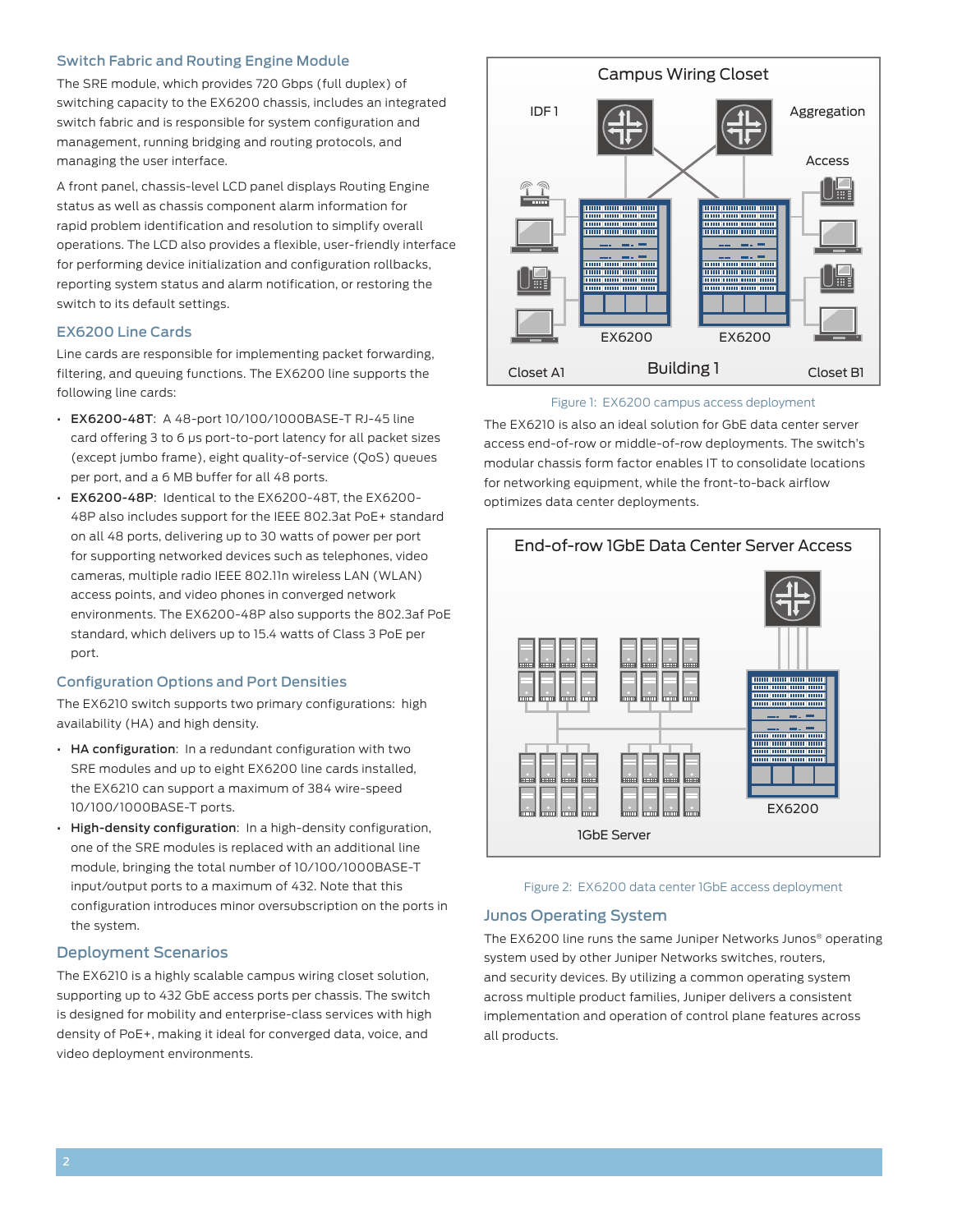## Switch Fabric and Routing Engine Module

The SRE module, which provides 720 Gbps (full duplex) of switching capacity to the EX6200 chassis, includes an integrated switch fabric and is responsible for system configuration and management, running bridging and routing protocols, and managing the user interface.

A front panel, chassis-level LCD panel displays Routing Engine status as well as chassis component alarm information for rapid problem identification and resolution to simplify overall operations. The LCD also provides a flexible, user-friendly interface for performing device initialization and configuration rollbacks, reporting system status and alarm notification, or restoring the switch to its default settings.

## EX6200 Line Cards

Line cards are responsible for implementing packet forwarding, filtering, and queuing functions. The EX6200 line supports the following line cards:

- **EX6200-48T**: A 48-port 10/100/1000BASE-T RJ-45 line card offering 3 to 6 μs port-to-port latency for all packet sizes (except jumbo frame), eight quality-of-service (QoS) queues per port, and a 6 MB buffer for all 48 ports.
- **EX6200-48P**: Identical to the EX6200-48T, the EX6200-48P also includes support for the IEEE 802.3at PoE+ standard on all 48 ports, delivering up to 30 watts of power per port for supporting networked devices such as telephones, video cameras, multiple radio IEEE 802.11n wireless LAN (WLAN) access points, and video phones in converged network environments. The EX6200-48P also supports the 802.3af PoE standard, which delivers up to 15.4 watts of Class 3 PoE per port.

## Configuration Options and Port Densities

The EX6210 switch supports two primary configurations: high availability (HA) and high density.

- **HA configuration**: In a redundant configuration with two SRE modules and up to eight EX6200 line cards installed, the EX6210 can support a maximum of 384 wire-speed 10/100/1000BASE-T ports.
- **High-density configuration**: In a high-density configuration, one of the SRE modules is replaced with an additional line module, bringing the total number of 10/100/1000BASE-T input/output ports to a maximum of 432. Note that this configuration introduces minor oversubscription on the ports in the system.

## Deployment Scenarios

The EX6210 is a highly scalable campus wiring closet solution, supporting up to 432 GbE access ports per chassis. The switch is designed for mobility and enterprise-class services with high density of PoE+, making it ideal for converged data, voice, and video deployment environments.

Figure 1: EX6200 campus access deployment

The EX6210 is also an ideal solution for GbE data center server access end-of-row or middle-of-row deployments. The switch's modular chassis form factor enables IT to consolidate locations for networking equipment, while the front-to-back airflow optimizes data center deployments.

Figure 2: EX6200 data center 1GbE access deployment

## Junos Operating System

The EX6200 line runs the same Juniper Networks Junos® operating system used by other Juniper Networks switches, routers, and security devices. By utilizing a common operating system across multiple product families, Juniper delivers a consistent implementation and operation of control plane features across all products.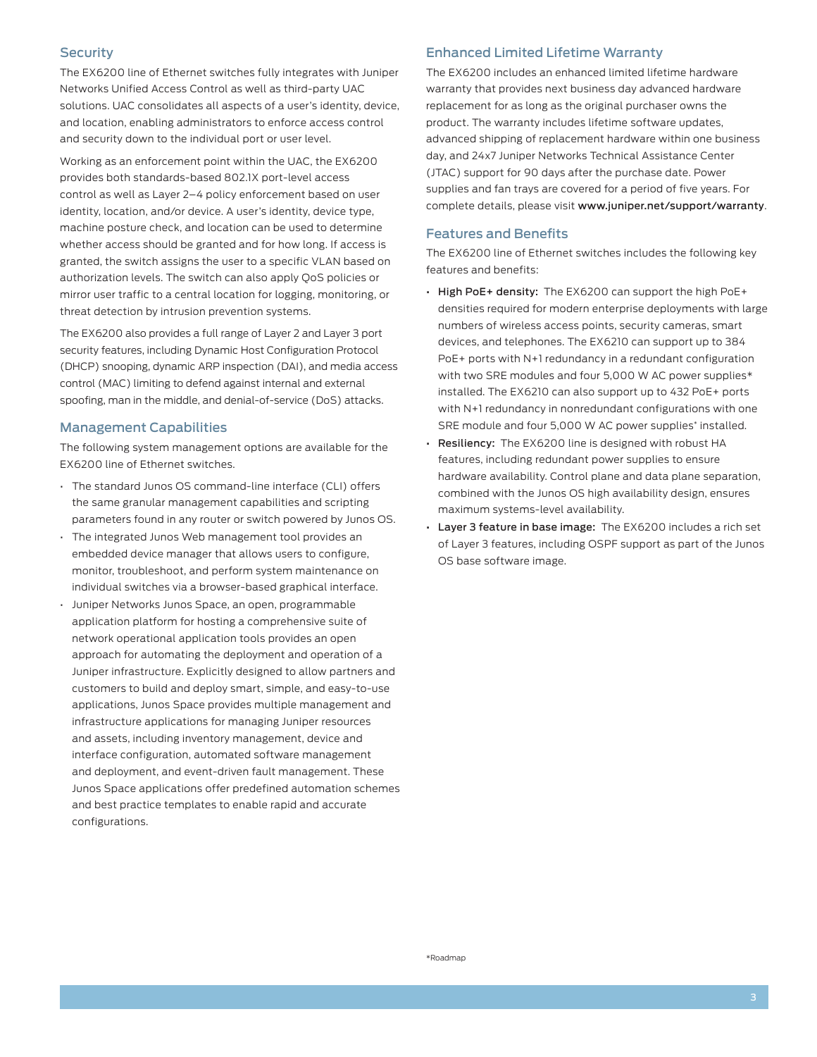## Security

The EX6200 line of Ethernet switches fully integrates with Juniper Networks Unified Access Control as well as third-party UAC solutions. UAC consolidates all aspects of a user's identity, device, and location, enabling administrators to enforce access control and security down to the individual port or user level.

Working as an enforcement point within the UAC, the EX6200 provides both standards-based 802.1X port-level access control as well as Layer 2–4 policy enforcement based on user identity, location, and/or device. A user's identity, device type, machine posture check, and location can be used to determine whether access should be granted and for how long. If access is granted, the switch assigns the user to a specific VLAN based on authorization levels. The switch can also apply QoS policies or mirror user traffic to a central location for logging, monitoring, or threat detection by intrusion prevention systems.

The EX6200 also provides a full range of Layer 2 and Layer 3 port security features, including Dynamic Host Configuration Protocol (DHCP) snooping, dynamic ARP inspection (DAI), and media access control (MAC) limiting to defend against internal and external spoofing, man in the middle, and denial-of-service (DoS) attacks.

## Management Capabilities

The following system management options are available for the EX6200 line of Ethernet switches.

- The standard Junos OS command-line interface (CLI) offers the same granular management capabilities and scripting parameters found in any router or switch powered by Junos OS.
- The integrated Junos Web management tool provides an embedded device manager that allows users to configure, monitor, troubleshoot, and perform system maintenance on individual switches via a browser-based graphical interface.
- Juniper Networks Junos Space, an open, programmable application platform for hosting a comprehensive suite of network operational application tools provides an open approach for automating the deployment and operation of a Juniper infrastructure. Explicitly designed to allow partners and customers to build and deploy smart, simple, and easy-to-use applications, Junos Space provides multiple management and infrastructure applications for managing Juniper resources and assets, including inventory management, device and interface configuration, automated software management and deployment, and event-driven fault management. These Junos Space applications offer predefined automation schemes and best practice templates to enable rapid and accurate configurations.

## Enhanced Limited Lifetime Warranty

The EX6200 includes an enhanced limited lifetime hardware warranty that provides next business day advanced hardware replacement for as long as the original purchaser owns the product. The warranty includes lifetime software updates, advanced shipping of replacement hardware within one business day, and 24x7 Juniper Networks Technical Assistance Center (JTAC) support for 90 days after the purchase date. Power supplies and fan trays are covered for a period of five years. For complete details, please visit **www.juniper.net/support/warranty**.

## Features and Benefits

The EX6200 line of Ethernet switches includes the following key features and benefits:

- **High PoE+ density:** The EX6200 can support the high PoE+ densities required for modern enterprise deployments with large numbers of wireless access points, security cameras, smart devices, and telephones. The EX6210 can support up to 384 PoE+ ports with N+1 redundancy in a redundant configuration with two SRE modules and four 5,000 W AC power supplies* installed. The EX6210 can also support up to 432 PoE+ ports with N+1 redundancy in nonredundant configurations with one SRE module and four 5,000 W AC power supplies* installed.
- **Resiliency:** The EX6200 line is designed with robust HA features, including redundant power supplies to ensure hardware availability. Control plane and data plane separation, combined with the Junos OS high availability design, ensures maximum systems-level availability.
- **Layer 3 feature in base image:** The EX6200 includes a rich set of Layer 3 features, including OSPF support as part of the Junos OS base software image.

*Roadmap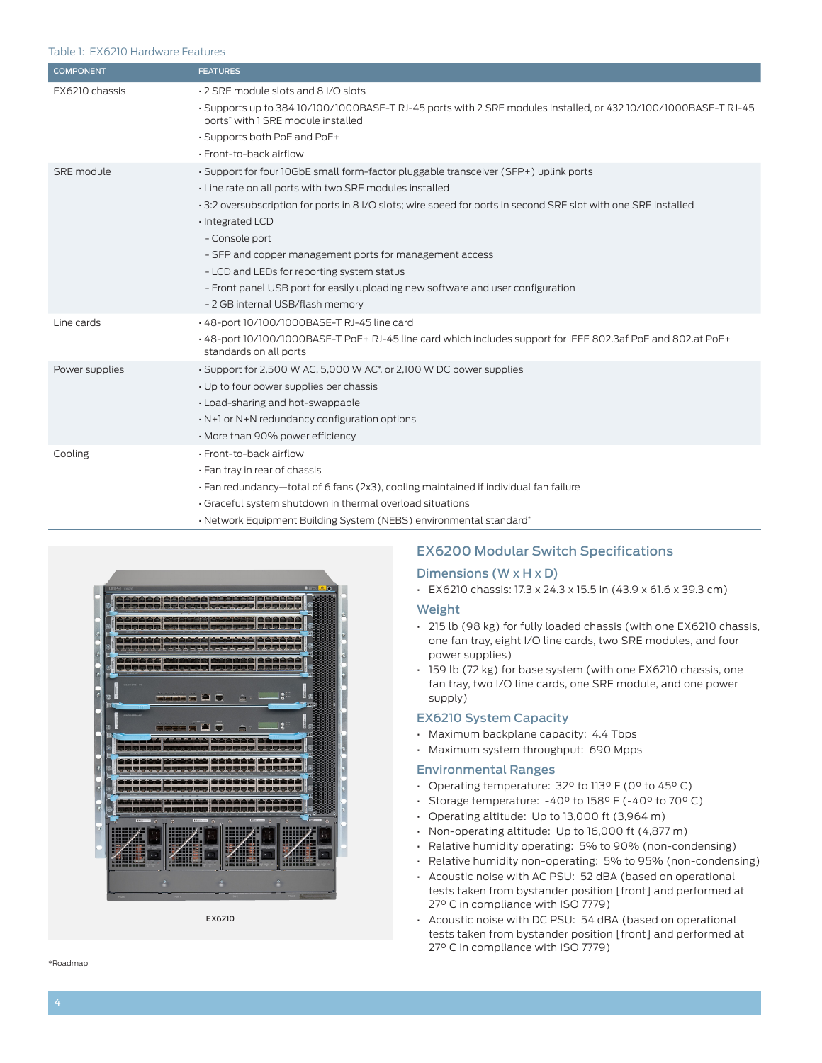Table 1: EX6210 Hardware Features

| COMPONENT | FEATURES |
| --- | --- |
| EX6210 chassis | • 2 SRE module slots and 8 I/O slots<br>• Supports up to 384 10/100/1000BASE-T RJ-45 ports with 2 SRE modules installed, or 432 10/100/1000BASE-T RJ-45 ports* with 1 SRE module installed<br>• Supports both PoE and PoE+<br>• Front-to-back airflow |
| SRE module | • Support for four 10GbE small form-factor pluggable transceiver (SFP+) uplink ports<br>• Line rate on all ports with two SRE modules installed<br>• 3:2 oversubscription for ports in 8 I/O slots; wire speed for ports in second SRE slot with one SRE installed<br>• Integrated LCD<br>- Console port<br>- SFP and copper management ports for management access<br>- LCD and LEDs for reporting system status<br>- Front panel USB port for easily uploading new software and user configuration<br>- 2 GB internal USB/flash memory |
| Line cards | • 48-port 10/100/1000BASE-T RJ-45 line card<br>• 48-port 10/100/1000BASE-T PoE+ RJ-45 line card which includes support for IEEE 802.3af PoE and 802.at PoE+ standards on all ports |
| Power supplies | • Support for 2,500 W AC, 5,000 W AC*, or 2,100 W DC power supplies<br>• Up to four power supplies per chassis<br>• Load-sharing and hot-swappable<br>• N+1 or N+N redundancy configuration options<br>• More than 90% power efficiency |
| Cooling | • Front-to-back airflow<br>• Fan tray in rear of chassis<br>• Fan redundancy—total of 6 fans (2x3), cooling maintained if individual fan failure<br>• Graceful system shutdown in thermal overload situations<br>• Network Equipment Building System (NEBS) environmental standard* |

EX6210

## EX6200 Modular Switch Specifications

### Dimensions (W x H x D)

- EX6210 chassis: 17.3 x 24.3 x 15.5 in (43.9 x 61.6 x 39.3 cm)

### Weight

- 215 lb (98 kg) for fully loaded chassis (with one EX6210 chassis, one fan tray, eight I/O line cards, two SRE modules, and four power supplies)
- 159 lb (72 kg) for base system (with one EX6210 chassis, one fan tray, two I/O line cards, one SRE module, and one power supply)

### EX6210 System Capacity

- Maximum backplane capacity: 4.4 Tbps
- Maximum system throughput: 690 Mpps

### Environmental Ranges

- Operating temperature: 32º to 113º F (0º to 45º C)
- Storage temperature: -40º to 158º F (-40º to 70º C)
- Operating altitude: Up to 13,000 ft (3,964 m)
- Non-operating altitude: Up to 16,000 ft (4,877 m)
- Relative humidity operating: 5% to 90% (non-condensing)
- Relative humidity non-operating: 5% to 95% (non-condensing)
- Acoustic noise with AC PSU: 52 dBA (based on operational tests taken from bystander position [front] and performed at 27º C in compliance with ISO 7779)
- Acoustic noise with DC PSU: 54 dBA (based on operational tests taken from bystander position [front] and performed at 27º C in compliance with ISO 7779)

*Roadmap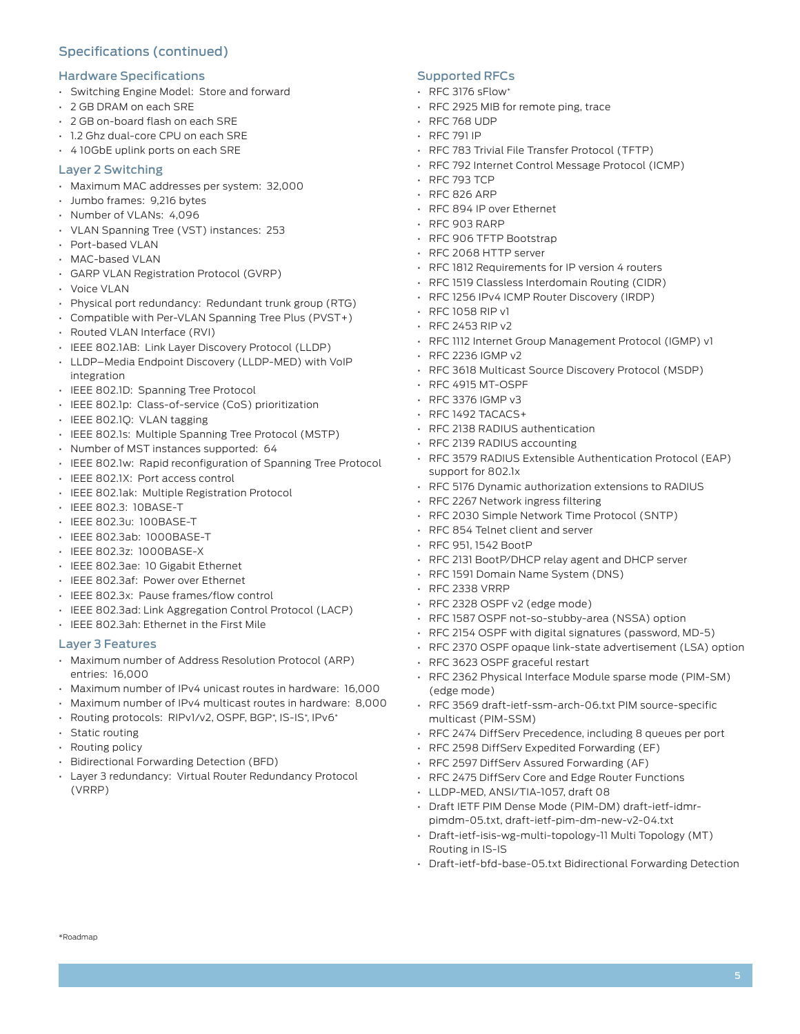## Specifications (continued)

### Hardware Specifications

- Switching Engine Model: Store and forward
- 2 GB DRAM on each SRE
- 2 GB on-board flash on each SRE
- 1.2 Ghz dual-core CPU on each SRE
- 4 10GbE uplink ports on each SRE

### Layer 2 Switching

- Maximum MAC addresses per system: 32,000
- Jumbo frames: 9,216 bytes
- Number of VLANs: 4,096
- VLAN Spanning Tree (VST) instances: 253
- Port-based VLAN
- MAC-based VLAN
- GARP VLAN Registration Protocol (GVRP)
- Voice VLAN
- Physical port redundancy: Redundant trunk group (RTG)
- Compatible with Per-VLAN Spanning Tree Plus (PVST+)
- Routed VLAN Interface (RVI)
- IEEE 802.1AB: Link Layer Discovery Protocol (LLDP)
- LLDP–Media Endpoint Discovery (LLDP-MED) with VoIP integration
- IEEE 802.1D: Spanning Tree Protocol
- IEEE 802.1p: Class-of-service (CoS) prioritization
- IEEE 802.1Q: VLAN tagging
- IEEE 802.1s: Multiple Spanning Tree Protocol (MSTP)
- Number of MST instances supported: 64
- IEEE 802.1w: Rapid reconfiguration of Spanning Tree Protocol
- IEEE 802.1X: Port access control
- IEEE 802.1ak: Multiple Registration Protocol
- IEEE 802.3: 10BASE-T
- IEEE 802.3u: 100BASE-T
- IEEE 802.3ab: 1000BASE-T
- IEEE 802.3z: 1000BASE-X
- IEEE 802.3ae: 10 Gigabit Ethernet
- IEEE 802.3af: Power over Ethernet
- IEEE 802.3x: Pause frames/flow control
- IEEE 802.3ad: Link Aggregation Control Protocol (LACP)
- IEEE 802.3ah: Ethernet in the First Mile

### Layer 3 Features

- Maximum number of Address Resolution Protocol (ARP) entries: 16,000
- Maximum number of IPv4 unicast routes in hardware: 16,000
- Maximum number of IPv4 multicast routes in hardware: 8,000
- Routing protocols: RIPv1/v2, OSPF, BGP*, IS-IS*, IPv6*
- Static routing
- Routing policy
- Bidirectional Forwarding Detection (BFD)
- Layer 3 redundancy: Virtual Router Redundancy Protocol (VRRP)

### Supported RFCs

- RFC 3176 sFlow*
- RFC 2925 MIB for remote ping, trace
- RFC 768 UDP
- RFC 791 IP
- RFC 783 Trivial File Transfer Protocol (TFTP)
- RFC 792 Internet Control Message Protocol (ICMP)
- RFC 793 TCP
- RFC 826 ARP
- RFC 894 IP over Ethernet
- RFC 903 RARP
- RFC 906 TFTP Bootstrap
- RFC 2068 HTTP server
- RFC 1812 Requirements for IP version 4 routers
- RFC 1519 Classless Interdomain Routing (CIDR)
- RFC 1256 IPv4 ICMP Router Discovery (IRDP)
- RFC 1058 RIP v1
- RFC 2453 RIP v2
- RFC 1112 Internet Group Management Protocol (IGMP) v1
- RFC 2236 IGMP v2
- RFC 3618 Multicast Source Discovery Protocol (MSDP)
- RFC 4915 MT-OSPF
- RFC 3376 IGMP v3
- RFC 1492 TACACS+
- RFC 2138 RADIUS authentication
- RFC 2139 RADIUS accounting
- RFC 3579 RADIUS Extensible Authentication Protocol (EAP) support for 802.1x
- RFC 5176 Dynamic authorization extensions to RADIUS
- RFC 2267 Network ingress filtering
- RFC 2030 Simple Network Time Protocol (SNTP)
- RFC 854 Telnet client and server
- RFC 951, 1542 BootP
- RFC 2131 BootP/DHCP relay agent and DHCP server
- RFC 1591 Domain Name System (DNS)
- RFC 2338 VRRP
- RFC 2328 OSPF v2 (edge mode)
- RFC 1587 OSPF not-so-stubby-area (NSSA) option
- RFC 2154 OSPF with digital signatures (password, MD-5)
- RFC 2370 OSPF opaque link-state advertisement (LSA) option
- RFC 3623 OSPF graceful restart
- RFC 2362 Physical Interface Module sparse mode (PIM-SM) (edge mode)
- RFC 3569 draft-ietf-ssm-arch-06.txt PIM source-specific multicast (PIM-SSM)
- RFC 2474 DiffServ Precedence, including 8 queues per port
- RFC 2598 DiffServ Expedited Forwarding (EF)
- RFC 2597 DiffServ Assured Forwarding (AF)
- RFC 2475 DiffServ Core and Edge Router Functions
- LLDP-MED, ANSI/TIA-1057, draft 08
- Draft IETF PIM Dense Mode (PIM-DM) draft-ietf-idmr-pimdm-05.txt, draft-ietf-pim-dm-new-v2-04.txt
- Draft-ietf-isis-wg-multi-topology-11 Multi Topology (MT) Routing in IS-IS
- Draft-ietf-bfd-base-05.txt Bidirectional Forwarding Detection

*Roadmap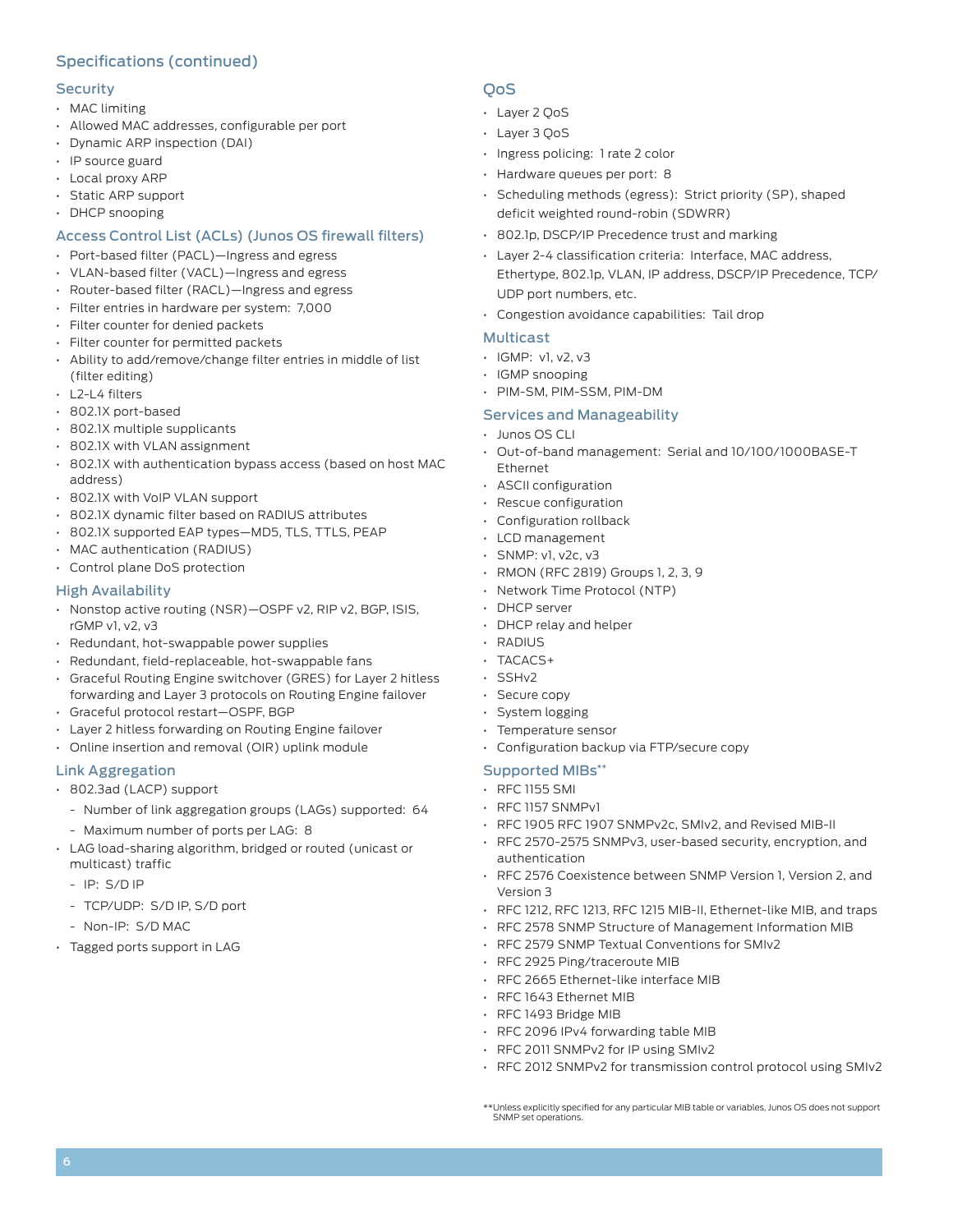## Specifications (continued)

### Security

- MAC limiting
- Allowed MAC addresses, configurable per port
- Dynamic ARP inspection (DAI)
- IP source guard
- Local proxy ARP
- Static ARP support
- DHCP snooping

### Access Control List (ACLs) (Junos OS firewall filters)

- Port-based filter (PACL)—Ingress and egress
- VLAN-based filter (VACL)—Ingress and egress
- Router-based filter (RACL)—Ingress and egress
- Filter entries in hardware per system: 7,000
- Filter counter for denied packets
- Filter counter for permitted packets
- Ability to add/remove/change filter entries in middle of list (filter editing)
- L2-L4 filters
- 802.1X port-based
- 802.1X multiple supplicants
- 802.1X with VLAN assignment
- 802.1X with authentication bypass access (based on host MAC address)
- 802.1X with VoIP VLAN support
- 802.1X dynamic filter based on RADIUS attributes
- 802.1X supported EAP types—MD5, TLS, TTLS, PEAP
- MAC authentication (RADIUS)
- Control plane DoS protection

### High Availability

- Nonstop active routing (NSR)—OSPF v2, RIP v2, BGP, ISIS, rGMP v1, v2, v3
- Redundant, hot-swappable power supplies
- Redundant, field-replaceable, hot-swappable fans
- Graceful Routing Engine switchover (GRES) for Layer 2 hitless forwarding and Layer 3 protocols on Routing Engine failover
- Graceful protocol restart—OSPF, BGP
- Layer 2 hitless forwarding on Routing Engine failover
- Online insertion and removal (OIR) uplink module

### Link Aggregation

- 802.3ad (LACP) support
  - Number of link aggregation groups (LAGs) supported: 64
  - Maximum number of ports per LAG: 8
- LAG load-sharing algorithm, bridged or routed (unicast or multicast) traffic
  - IP: S/D IP
  - TCP/UDP: S/D IP, S/D port
  - Non-IP: S/D MAC
- Tagged ports support in LAG

### QoS

- Layer 2 QoS
- Layer 3 QoS
- Ingress policing: 1 rate 2 color
- Hardware queues per port: 8
- Scheduling methods (egress): Strict priority (SP), shaped deficit weighted round-robin (SDWRR)
- 802.1p, DSCP/IP Precedence trust and marking
- Layer 2-4 classification criteria: Interface, MAC address, Ethertype, 802.1p, VLAN, IP address, DSCP/IP Precedence, TCP/UDP port numbers, etc.
- Congestion avoidance capabilities: Tail drop

### Multicast

- IGMP: v1, v2, v3
- IGMP snooping
- PIM-SM, PIM-SSM, PIM-DM

### Services and Manageability

- Junos OS CLI
- Out-of-band management: Serial and 10/100/1000BASE-T Ethernet
- ASCII configuration
- Rescue configuration
- Configuration rollback
- LCD management
- SNMP: v1, v2c, v3
- RMON (RFC 2819) Groups 1, 2, 3, 9
- Network Time Protocol (NTP)
- DHCP server
- DHCP relay and helper
- RADIUS
- TACACS+
- SSHv2
- Secure copy
- System logging
- Temperature sensor
- Configuration backup via FTP/secure copy

### Supported MIBs**

- RFC 1155 SMI
- RFC 1157 SNMPv1
- RFC 1905 RFC 1907 SNMPv2c, SMIv2, and Revised MIB-II
- RFC 2570-2575 SNMPv3, user-based security, encryption, and authentication
- RFC 2576 Coexistence between SNMP Version 1, Version 2, and Version 3
- RFC 1212, RFC 1213, RFC 1215 MIB-II, Ethernet-like MIB, and traps
- RFC 2578 SNMP Structure of Management Information MIB
- RFC 2579 SNMP Textual Conventions for SMIv2
- RFC 2925 Ping/traceroute MIB
- RFC 2665 Ethernet-like interface MIB
- RFC 1643 Ethernet MIB
- RFC 1493 Bridge MIB
- RFC 2096 IPv4 forwarding table MIB
- RFC 2011 SNMPv2 for IP using SMIv2
- RFC 2012 SNMPv2 for transmission control protocol using SMIv2

**Unless explicitly specified for any particular MIB table or variables, Junos OS does not support SNMP set operations.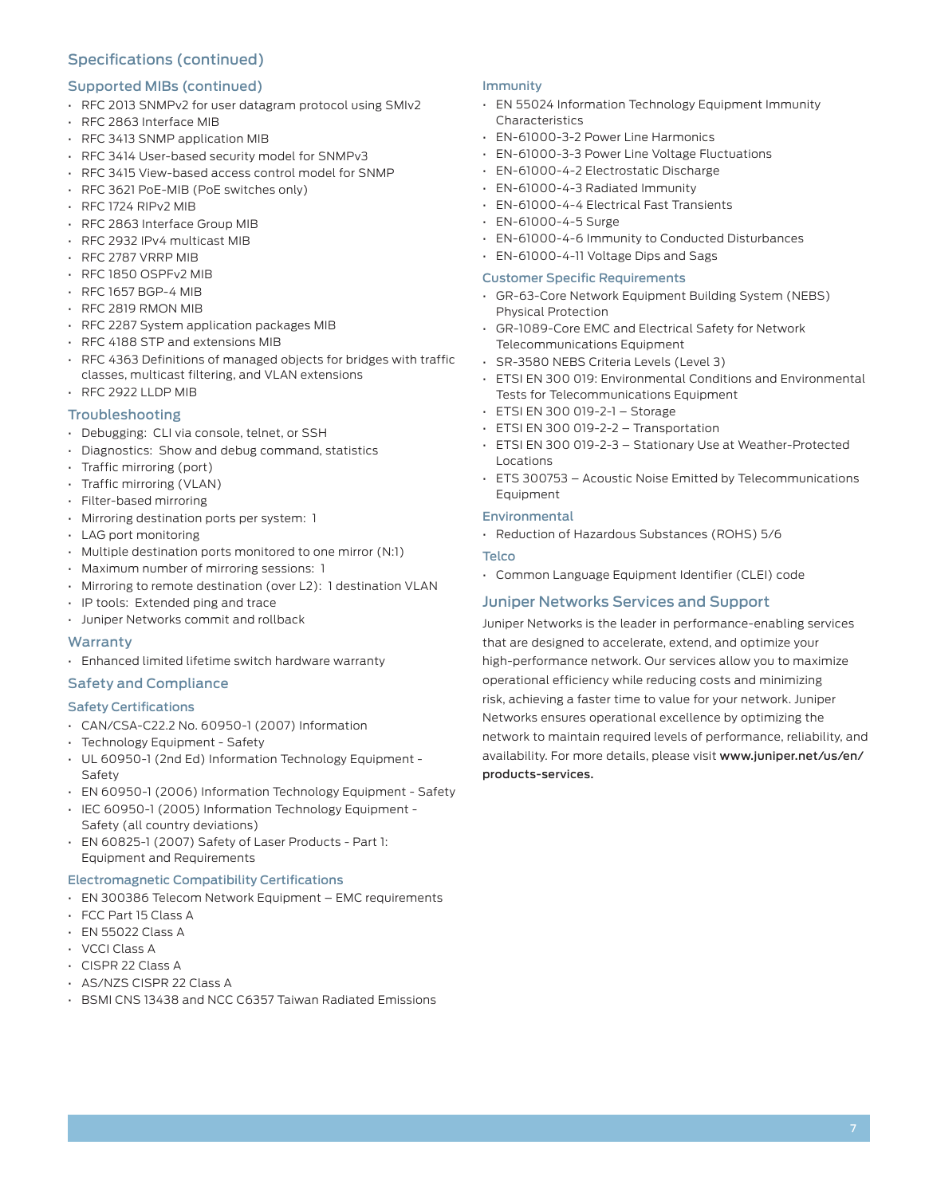## Specifications (continued)

### Supported MIBs (continued)

- RFC 2013 SNMPv2 for user datagram protocol using SMIv2
- RFC 2863 Interface MIB
- RFC 3413 SNMP application MIB
- RFC 3414 User-based security model for SNMPv3
- RFC 3415 View-based access control model for SNMP
- RFC 3621 PoE-MIB (PoE switches only)
- RFC 1724 RIPv2 MIB
- RFC 2863 Interface Group MIB
- RFC 2932 IPv4 multicast MIB
- RFC 2787 VRRP MIB
- RFC 1850 OSPFv2 MIB
- RFC 1657 BGP-4 MIB
- RFC 2819 RMON MIB
- RFC 2287 System application packages MIB
- RFC 4188 STP and extensions MIB
- RFC 4363 Definitions of managed objects for bridges with traffic classes, multicast filtering, and VLAN extensions
- RFC 2922 LLDP MIB

### Troubleshooting

- Debugging: CLI via console, telnet, or SSH
- Diagnostics: Show and debug command, statistics
- Traffic mirroring (port)
- Traffic mirroring (VLAN)
- Filter-based mirroring
- Mirroring destination ports per system: 1
- LAG port monitoring
- Multiple destination ports monitored to one mirror (N:1)
- Maximum number of mirroring sessions: 1
- Mirroring to remote destination (over L2): 1 destination VLAN
- IP tools: Extended ping and trace
- Juniper Networks commit and rollback

### Warranty

- Enhanced limited lifetime switch hardware warranty

### Safety and Compliance

#### Safety Certifications

- CAN/CSA-C22.2 No. 60950-1 (2007) Information
- Technology Equipment - Safety
- UL 60950-1 (2nd Ed) Information Technology Equipment - Safety
- EN 60950-1 (2006) Information Technology Equipment - Safety
- IEC 60950-1 (2005) Information Technology Equipment - Safety (all country deviations)
- EN 60825-1 (2007) Safety of Laser Products - Part 1: Equipment and Requirements

#### Electromagnetic Compatibility Certifications

- EN 300386 Telecom Network Equipment – EMC requirements
- FCC Part 15 Class A
- EN 55022 Class A
- VCCI Class A
- CISPR 22 Class A
- AS/NZS CISPR 22 Class A
- BSMI CNS 13438 and NCC C6357 Taiwan Radiated Emissions

#### Immunity

- EN 55024 Information Technology Equipment Immunity Characteristics
- EN-61000-3-2 Power Line Harmonics
- EN-61000-3-3 Power Line Voltage Fluctuations
- EN-61000-4-2 Electrostatic Discharge
- EN-61000-4-3 Radiated Immunity
- EN-61000-4-4 Electrical Fast Transients
- EN-61000-4-5 Surge
- EN-61000-4-6 Immunity to Conducted Disturbances
- EN-61000-4-11 Voltage Dips and Sags

#### Customer Specific Requirements

- GR-63-Core Network Equipment Building System (NEBS) Physical Protection
- GR-1089-Core EMC and Electrical Safety for Network Telecommunications Equipment
- SR-3580 NEBS Criteria Levels (Level 3)
- ETSI EN 300 019: Environmental Conditions and Environmental Tests for Telecommunications Equipment
- ETSI EN 300 019-2-1 – Storage
- ETSI EN 300 019-2-2 – Transportation
- ETSI EN 300 019-2-3 – Stationary Use at Weather-Protected Locations
- ETS 300753 – Acoustic Noise Emitted by Telecommunications Equipment

#### Environmental

- Reduction of Hazardous Substances (ROHS) 5/6

#### Telco

- Common Language Equipment Identifier (CLEI) code

## Juniper Networks Services and Support

Juniper Networks is the leader in performance-enabling services that are designed to accelerate, extend, and optimize your high-performance network. Our services allow you to maximize operational efficiency while reducing costs and minimizing risk, achieving a faster time to value for your network. Juniper Networks ensures operational excellence by optimizing the network to maintain required levels of performance, reliability, and availability. For more details, please visit **www.juniper.net/us/en/products-services.**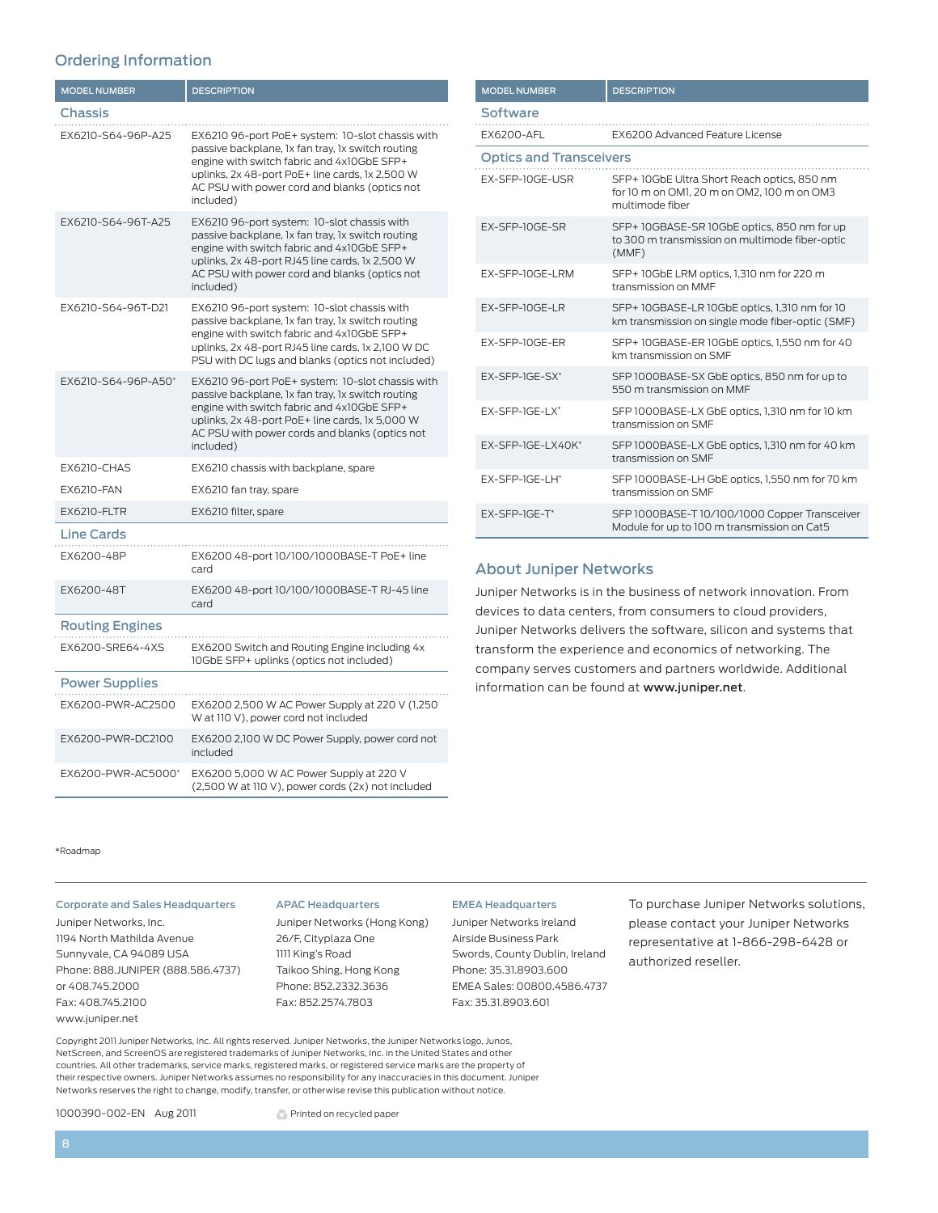## Ordering Information

| MODEL NUMBER | DESCRIPTION |
|---|---|
| **Chassis** | |
| EX6210-S64-96P-A25 | EX6210 96-port PoE+ system: 10-slot chassis with passive backplane, 1x fan tray, 1x switch routing engine with switch fabric and 4x10GbE SFP+ uplinks, 2x 48-port PoE+ line cards, 1x 2,500 W AC PSU with power cord and blanks (optics not included) |
| EX6210-S64-96T-A25 | EX6210 96-port system: 10-slot chassis with passive backplane, 1x fan tray, 1x switch routing engine with switch fabric and 4x10GbE SFP+ uplinks, 2x 48-port RJ45 line cards, 1x 2,500 W AC PSU with power cord and blanks (optics not included) |
| EX6210-S64-96T-D21 | EX6210 96-port system: 10-slot chassis with passive backplane, 1x fan tray, 1x switch routing engine with switch fabric and 4x10GbE SFP+ uplinks, 2x 48-port RJ45 line cards, 1x 2,100 W DC PSU with DC lugs and blanks (optics not included) |
| EX6210-S64-96P-A50* | EX6210 96-port PoE+ system: 10-slot chassis with passive backplane, 1x fan tray, 1x switch routing engine with switch fabric and 4x10GbE SFP+ uplinks, 2x 48-port PoE+ line cards, 1x 5,000 W AC PSU with power cords and blanks (optics not included) |
| EX6210-CHAS | EX6210 chassis with backplane, spare |
| EX6210-FAN | EX6210 fan tray, spare |
| EX6210-FLTR | EX6210 filter, spare |
| **Line Cards** | |
| EX6200-48P | EX6200 48-port 10/100/1000BASE-T PoE+ line card |
| EX6200-48T | EX6200 48-port 10/100/1000BASE-T RJ-45 line card |
| **Routing Engines** | |
| EX6200-SRE64-4XS | EX6200 Switch and Routing Engine including 4x 10GbE SFP+ uplinks (optics not included) |
| **Power Supplies** | |
| EX6200-PWR-AC2500 | EX6200 2,500 W AC Power Supply at 220 V (1,250 W at 110 V), power cord not included |
| EX6200-PWR-DC2100 | EX6200 2,100 W DC Power Supply, power cord not included |
| EX6200-PWR-AC5000* | EX6200 5,000 W AC Power Supply at 220 V (2,500 W at 110 V), power cords (2x) not included |
| **Software** | |
| EX6200-AFL | EX6200 Advanced Feature License |
| **Optics and Transceivers** | |
| EX-SFP-10GE-USR | SFP+ 10GbE Ultra Short Reach optics, 850 nm for 10 m on OM1, 20 m on OM2, 100 m on OM3 multimode fiber |
| EX-SFP-10GE-SR | SFP+ 10GBASE-SR 10GbE optics, 850 nm for up to 300 m transmission on multimode fiber-optic (MMF) |
| EX-SFP-10GE-LRM | SFP+ 10GbE LRM optics, 1,310 nm for 220 m transmission on MMF |
| EX-SFP-10GE-LR | SFP+ 10GBASE-LR 10GbE optics, 1,310 nm for 10 km transmission on single mode fiber-optic (SMF) |
| EX-SFP-10GE-ER | SFP+ 10GBASE-ER 10GbE optics, 1,550 nm for 40 km transmission on SMF |
| EX-SFP-1GE-SX* | SFP 1000BASE-SX GbE optics, 850 nm for up to 550 m transmission on MMF |
| EX-SFP-1GE-LX* | SFP 1000BASE-LX GbE optics, 1,310 nm for 10 km transmission on SMF |
| EX-SFP-1GE-LX40K* | SFP 1000BASE-LX GbE optics, 1,310 nm for 40 km transmission on SMF |
| EX-SFP-1GE-LH* | SFP 1000BASE-LH GbE optics, 1,550 nm for 70 km transmission on SMF |
| EX-SFP-1GE-T* | SFP 1000BASE-T 10/100/1000 Copper Transceiver Module for up to 100 m transmission on Cat5 |

*Roadmap

## About Juniper Networks

Juniper Networks is in the business of network innovation. From devices to data centers, from consumers to cloud providers, Juniper Networks delivers the software, silicon and systems that transform the experience and economics of networking. The company serves customers and partners worldwide. Additional information can be found at **www.juniper.net**.

**Corporate and Sales Headquarters**
Juniper Networks, Inc.
1194 North Mathilda Avenue
Sunnyvale, CA 94089 USA
Phone: 888.JUNIPER (888.586.4737)
or 408.745.2000
Fax: 408.745.2100
www.juniper.net

**APAC Headquarters**
Juniper Networks (Hong Kong)
26/F, Cityplaza One
1111 King's Road
Taikoo Shing, Hong Kong
Phone: 852.2332.3636
Fax: 852.2574.7803

**EMEA Headquarters**
Juniper Networks Ireland
Airside Business Park
Swords, County Dublin, Ireland
Phone: 35.31.8903.600
EMEA Sales: 00800.4586.4737
Fax: 35.31.8903.601

To purchase Juniper Networks solutions, please contact your Juniper Networks representative at 1-866-298-6428 or authorized reseller.

Copyright 2011 Juniper Networks, Inc. All rights reserved. Juniper Networks, the Juniper Networks logo, Junos, NetScreen, and ScreenOS are registered trademarks of Juniper Networks, Inc. in the United States and other countries. All other trademarks, service marks, registered marks, or registered service marks are the property of their respective owners. Juniper Networks assumes no responsibility for any inaccuracies in this document. Juniper Networks reserves the right to change, modify, transfer, or otherwise revise this publication without notice.

1000390-002-EN Aug 2011

Printed on recycled paper